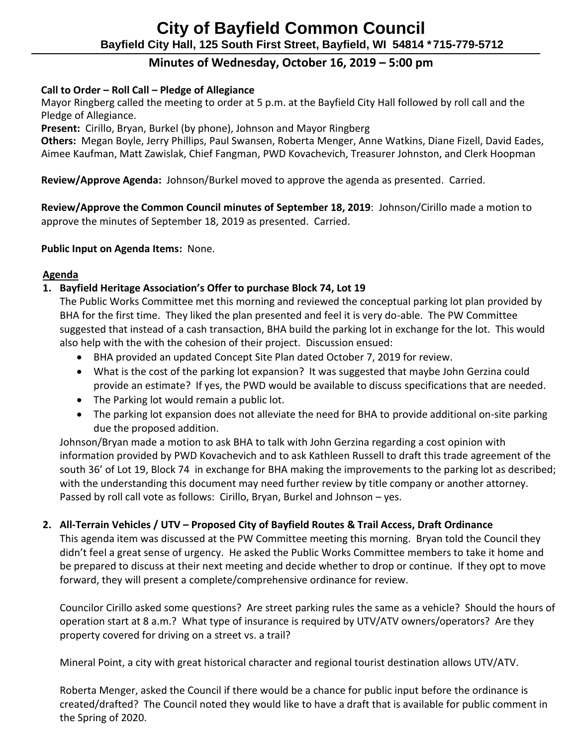# City of Bayfield Common Council

**Bayfield City Hall, 125 South First Street, Bayfield, WI 54814 \*715-779-5712**

## Minutes of Wednesday, October 16, 2019 – 5:00 pm

**Call to Order – Roll Call – Pledge of Allegiance**

Mayor Ringberg called the meeting to order at 5 p.m. at the Bayfield City Hall followed by roll call and the Pledge of Allegiance.

**Present:** Cirillo, Bryan, Burkel (by phone), Johnson and Mayor Ringberg

**Others:** Megan Boyle, Jerry Phillips, Paul Swansen, Roberta Menger, Anne Watkins, Diane Fizell, David Eades, Aimee Kaufman, Matt Zawislak, Chief Fangman, PWD Kovachevich, Treasurer Johnston, and Clerk Hoopman

**Review/Approve Agenda:** Johnson/Burkel moved to approve the agenda as presented. Carried.

**Review/Approve the Common Council minutes of September 18, 2019**: Johnson/Cirillo made a motion to approve the minutes of September 18, 2019 as presented. Carried.

**Public Input on Agenda Items:** None.

**Agenda**

1. **Bayfield Heritage Association's Offer to purchase Block 74, Lot 19**

   The Public Works Committee met this morning and reviewed the conceptual parking lot plan provided by BHA for the first time. They liked the plan presented and feel it is very do-able. The PW Committee suggested that instead of a cash transaction, BHA build the parking lot in exchange for the lot. This would also help with the with the cohesion of their project. Discussion ensued:

   - BHA provided an updated Concept Site Plan dated October 7, 2019 for review.
   - What is the cost of the parking lot expansion? It was suggested that maybe John Gerzina could provide an estimate? If yes, the PWD would be available to discuss specifications that are needed.
   - The Parking lot would remain a public lot.
   - The parking lot expansion does not alleviate the need for BHA to provide additional on-site parking due the proposed addition.

   Johnson/Bryan made a motion to ask BHA to talk with John Gerzina regarding a cost opinion with information provided by PWD Kovachevich and to ask Kathleen Russell to draft this trade agreement of the south 36' of Lot 19, Block 74 in exchange for BHA making the improvements to the parking lot as described; with the understanding this document may need further review by title company or another attorney. Passed by roll call vote as follows: Cirillo, Bryan, Burkel and Johnson – yes.

2. **All-Terrain Vehicles / UTV – Proposed City of Bayfield Routes & Trail Access, Draft Ordinance**

   This agenda item was discussed at the PW Committee meeting this morning. Bryan told the Council they didn't feel a great sense of urgency. He asked the Public Works Committee members to take it home and be prepared to discuss at their next meeting and decide whether to drop or continue. If they opt to move forward, they will present a complete/comprehensive ordinance for review.

   Councilor Cirillo asked some questions? Are street parking rules the same as a vehicle? Should the hours of operation start at 8 a.m.? What type of insurance is required by UTV/ATV owners/operators? Are they property covered for driving on a street vs. a trail?

   Mineral Point, a city with great historical character and regional tourist destination allows UTV/ATV.

   Roberta Menger, asked the Council if there would be a chance for public input before the ordinance is created/drafted? The Council noted they would like to have a draft that is available for public comment in the Spring of 2020.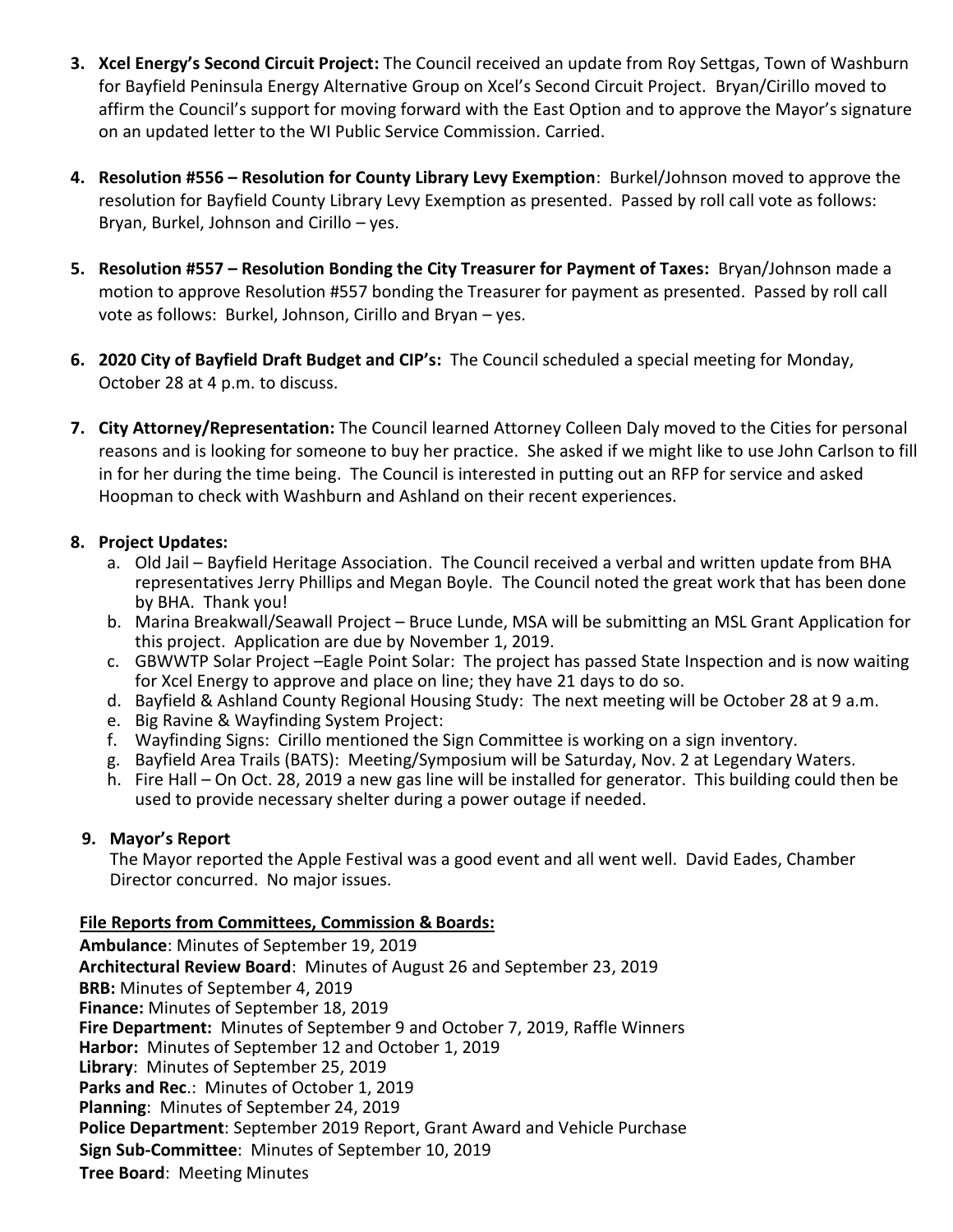3. **Xcel Energy's Second Circuit Project:** The Council received an update from Roy Settgas, Town of Washburn for Bayfield Peninsula Energy Alternative Group on Xcel's Second Circuit Project. Bryan/Cirillo moved to affirm the Council's support for moving forward with the East Option and to approve the Mayor's signature on an updated letter to the WI Public Service Commission. Carried.

4. **Resolution #556 – Resolution for County Library Levy Exemption**: Burkel/Johnson moved to approve the resolution for Bayfield County Library Levy Exemption as presented. Passed by roll call vote as follows: Bryan, Burkel, Johnson and Cirillo – yes.

5. **Resolution #557 – Resolution Bonding the City Treasurer for Payment of Taxes:** Bryan/Johnson made a motion to approve Resolution #557 bonding the Treasurer for payment as presented. Passed by roll call vote as follows: Burkel, Johnson, Cirillo and Bryan – yes.

6. **2020 City of Bayfield Draft Budget and CIP's:** The Council scheduled a special meeting for Monday, October 28 at 4 p.m. to discuss.

7. **City Attorney/Representation:** The Council learned Attorney Colleen Daly moved to the Cities for personal reasons and is looking for someone to buy her practice. She asked if we might like to use John Carlson to fill in for her during the time being. The Council is interested in putting out an RFP for service and asked Hoopman to check with Washburn and Ashland on their recent experiences.

8. **Project Updates:**
   a. Old Jail – Bayfield Heritage Association. The Council received a verbal and written update from BHA representatives Jerry Phillips and Megan Boyle. The Council noted the great work that has been done by BHA. Thank you!
   b. Marina Breakwall/Seawall Project – Bruce Lunde, MSA will be submitting an MSL Grant Application for this project. Application are due by November 1, 2019.
   c. GBWWTP Solar Project –Eagle Point Solar: The project has passed State Inspection and is now waiting for Xcel Energy to approve and place on line; they have 21 days to do so.
   d. Bayfield & Ashland County Regional Housing Study: The next meeting will be October 28 at 9 a.m.
   e. Big Ravine & Wayfinding System Project:
   f. Wayfinding Signs: Cirillo mentioned the Sign Committee is working on a sign inventory.
   g. Bayfield Area Trails (BATS): Meeting/Symposium will be Saturday, Nov. 2 at Legendary Waters.
   h. Fire Hall – On Oct. 28, 2019 a new gas line will be installed for generator. This building could then be used to provide necessary shelter during a power outage if needed.

9. **Mayor's Report**
   The Mayor reported the Apple Festival was a good event and all went well. David Eades, Chamber Director concurred. No major issues.

**File Reports from Committees, Commission & Boards:**

**Ambulance**: Minutes of September 19, 2019
**Architectural Review Board**: Minutes of August 26 and September 23, 2019
**BRB:** Minutes of September 4, 2019
**Finance:** Minutes of September 18, 2019
**Fire Department:** Minutes of September 9 and October 7, 2019, Raffle Winners
**Harbor:** Minutes of September 12 and October 1, 2019
**Library**: Minutes of September 25, 2019
**Parks and Rec**.: Minutes of October 1, 2019
**Planning**: Minutes of September 24, 2019
**Police Department**: September 2019 Report, Grant Award and Vehicle Purchase
**Sign Sub-Committee**: Minutes of September 10, 2019
**Tree Board**: Meeting Minutes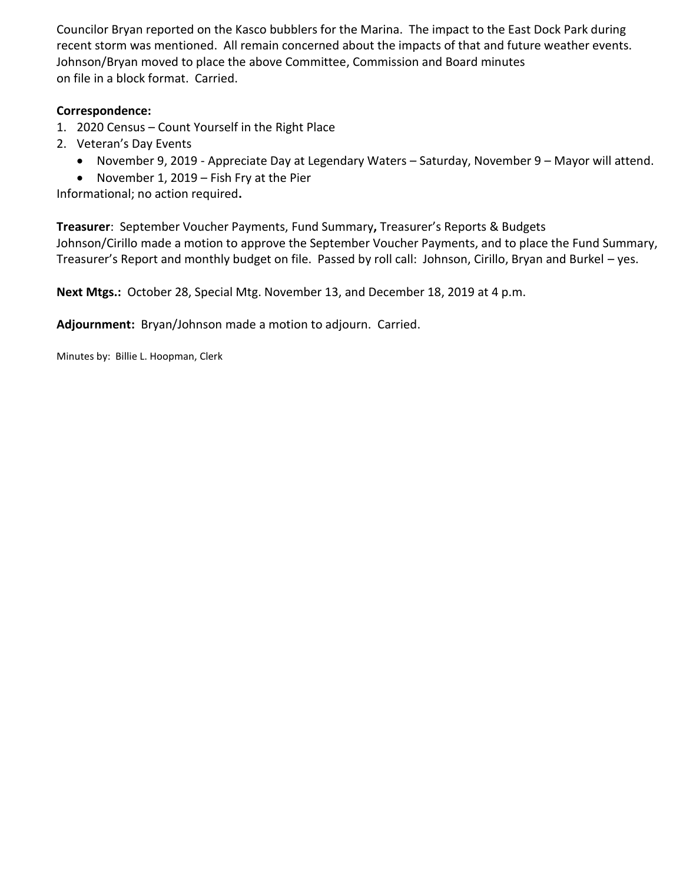Councilor Bryan reported on the Kasco bubblers for the Marina. The impact to the East Dock Park during recent storm was mentioned. All remain concerned about the impacts of that and future weather events. Johnson/Bryan moved to place the above Committee, Commission and Board minutes on file in a block format. Carried.

**Correspondence:**

1. 2020 Census – Count Yourself in the Right Place
2. Veteran's Day Events
   - November 9, 2019 - Appreciate Day at Legendary Waters – Saturday, November 9 – Mayor will attend.
   - November 1, 2019 – Fish Fry at the Pier

Informational; no action required**.**

**Treasurer**: September Voucher Payments, Fund Summary**,** Treasurer's Reports & Budgets
Johnson/Cirillo made a motion to approve the September Voucher Payments, and to place the Fund Summary, Treasurer's Report and monthly budget on file. Passed by roll call: Johnson, Cirillo, Bryan and Burkel – yes.

**Next Mtgs.:** October 28, Special Mtg. November 13, and December 18, 2019 at 4 p.m.

**Adjournment:** Bryan/Johnson made a motion to adjourn. Carried.

Minutes by: Billie L. Hoopman, Clerk